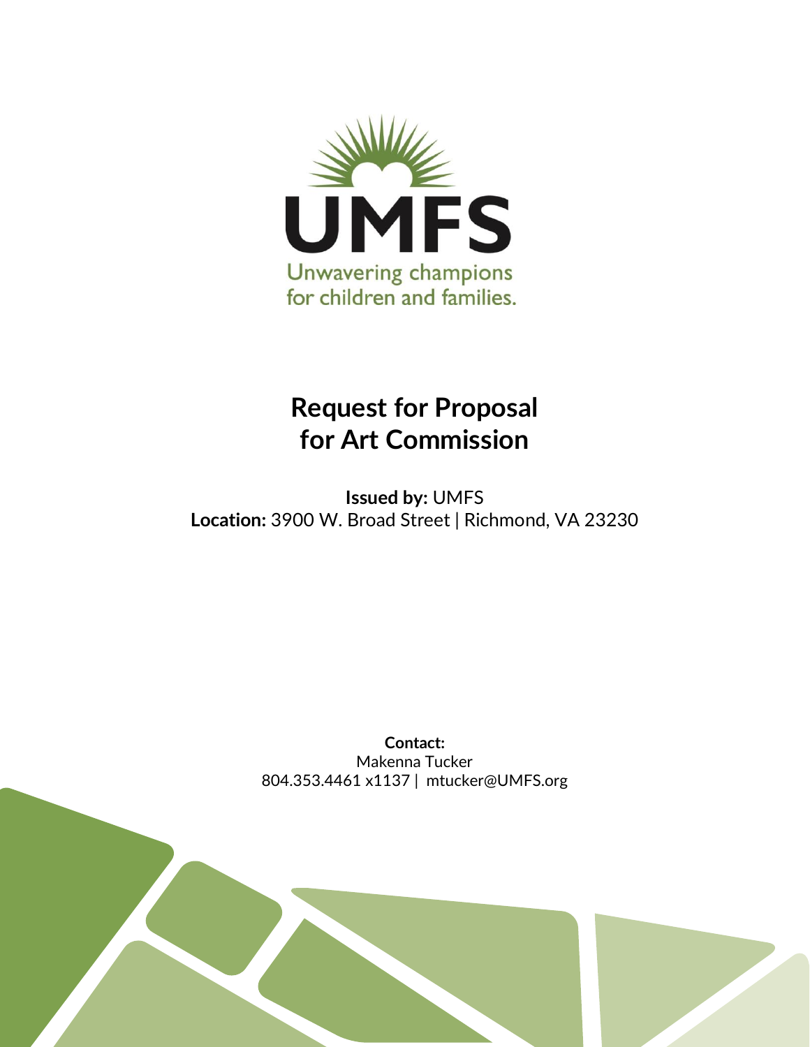UMFS

Unwavering champions for children and families.

# Request for Proposal for Art Commission

**Issued by:** UMFS
**Location:** 3900 W. Broad Street | Richmond, VA 23230

**Contact:**
Makenna Tucker
804.353.4461 x1137 | mtucker@UMFS.org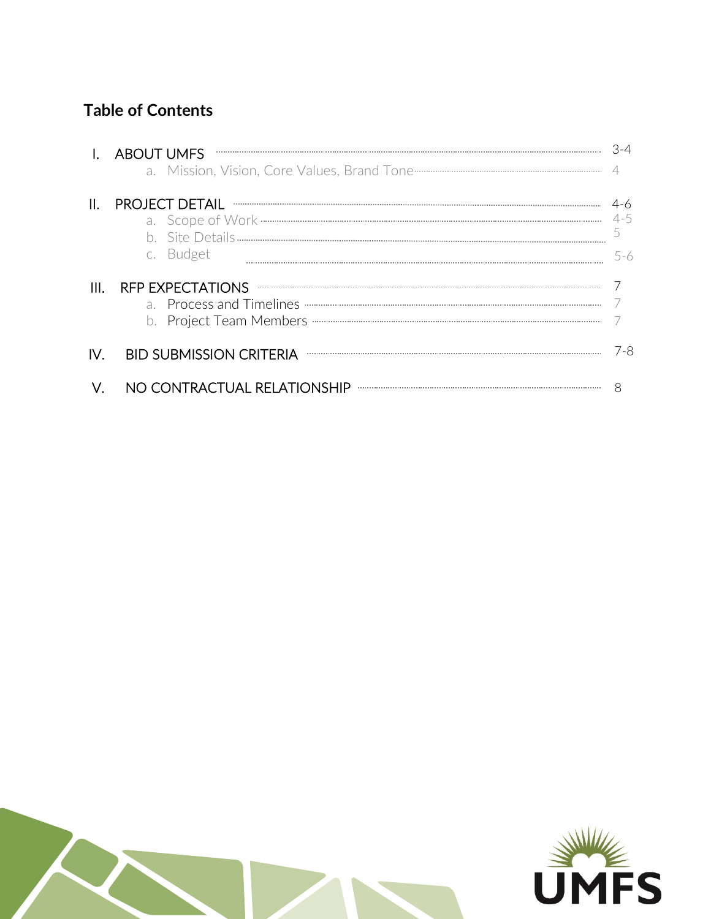## Table of Contents

| Section | Page |
|---|---|
| I. ABOUT UMFS | 3-4 |
| a. Mission, Vision, Core Values, Brand Tone | 4 |
| II. PROJECT DETAIL | 4-6 |
| a. Scope of Work | 4-5 |
| b. Site Details | 5 |
| c. Budget | 5-6 |
| III. RFP EXPECTATIONS | 7 |
| a. Process and Timelines | 7 |
| b. Project Team Members | 7 |
| IV. BID SUBMISSION CRITERIA | 7-8 |
| V. NO CONTRACTUAL RELATIONSHIP | 8 |

UMFS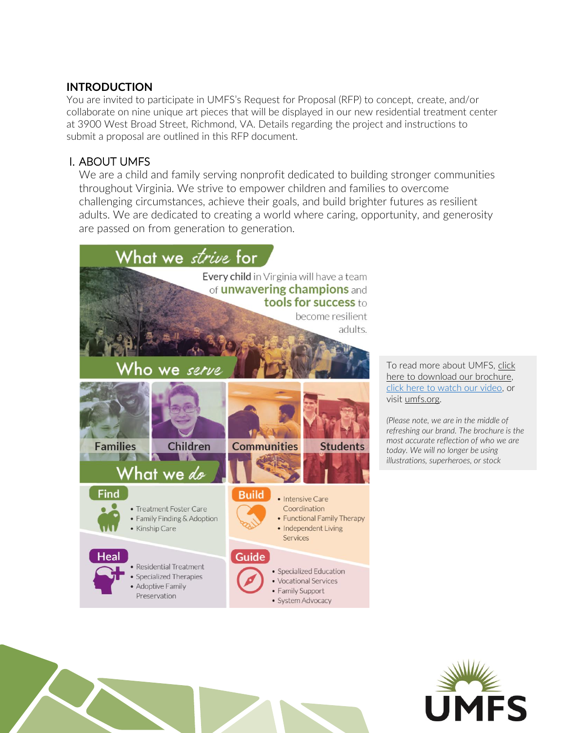## INTRODUCTION

You are invited to participate in UMFS's Request for Proposal (RFP) to concept, create, and/or collaborate on nine unique art pieces that will be displayed in our new residential treatment center at 3900 West Broad Street, Richmond, VA. Details regarding the project and instructions to submit a proposal are outlined in this RFP document.

## I. ABOUT UMFS

We are a child and family serving nonprofit dedicated to building stronger communities throughout Virginia. We strive to empower children and families to overcome challenging circumstances, achieve their goals, and build brighter futures as resilient adults. We are dedicated to creating a world where caring, opportunity, and generosity are passed on from generation to generation.

### What we strive for

Every child in Virginia will have a team of **unwavering champions** and **tools for success** to become resilient adults.

### Who we serve

- Families
- Children
- Communities
- Students

### What we do

**Find**
- Treatment Foster Care
- Family Finding & Adoption
- Kinship Care

**Build**
- Intensive Care Coordination
- Functional Family Therapy
- Independent Living Services

**Heal**
- Residential Treatment
- Specialized Therapies
- Adoptive Family Preservation

**Guide**
- Specialized Education
- Vocational Services
- Family Support
- System Advocacy

To read more about UMFS, click here to download our brochure, click here to watch our video, or visit umfs.org.

*(Please note, we are in the middle of refreshing our brand. The brochure is the most accurate reflection of who we are today. We will no longer be using illustrations, superheroes, or stock*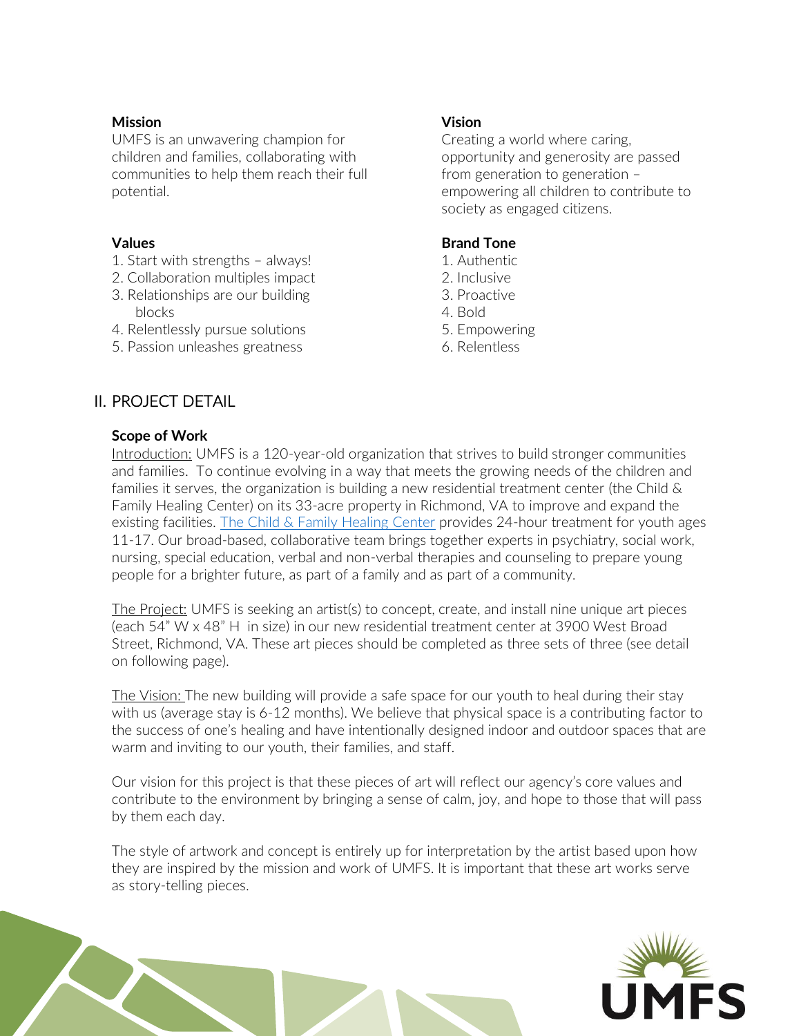### Mission

UMFS is an unwavering champion for children and families, collaborating with communities to help them reach their full potential.

### Vision

Creating a world where caring, opportunity and generosity are passed from generation to generation – empowering all children to contribute to society as engaged citizens.

### Values

1. Start with strengths – always!
2. Collaboration multiplies impact
3. Relationships are our building blocks
4. Relentlessly pursue solutions
5. Passion unleashes greatness

### Brand Tone

1. Authentic
2. Inclusive
3. Proactive
4. Bold
5. Empowering
6. Relentless

## II. PROJECT DETAIL

### Scope of Work

Introduction: UMFS is a 120-year-old organization that strives to build stronger communities and families. To continue evolving in a way that meets the growing needs of the children and families it serves, the organization is building a new residential treatment center (the Child & Family Healing Center) on its 33-acre property in Richmond, VA to improve and expand the existing facilities. The Child & Family Healing Center provides 24-hour treatment for youth ages 11-17. Our broad-based, collaborative team brings together experts in psychiatry, social work, nursing, special education, verbal and non-verbal therapies and counseling to prepare young people for a brighter future, as part of a family and as part of a community.

The Project: UMFS is seeking an artist(s) to concept, create, and install nine unique art pieces (each 54" W x 48" H in size) in our new residential treatment center at 3900 West Broad Street, Richmond, VA. These art pieces should be completed as three sets of three (see detail on following page).

The Vision: The new building will provide a safe space for our youth to heal during their stay with us (average stay is 6-12 months). We believe that physical space is a contributing factor to the success of one's healing and have intentionally designed indoor and outdoor spaces that are warm and inviting to our youth, their families, and staff.

Our vision for this project is that these pieces of art will reflect our agency's core values and contribute to the environment by bringing a sense of calm, joy, and hope to those that will pass by them each day.

The style of artwork and concept is entirely up for interpretation by the artist based upon how they are inspired by the mission and work of UMFS. It is important that these art works serve as story-telling pieces.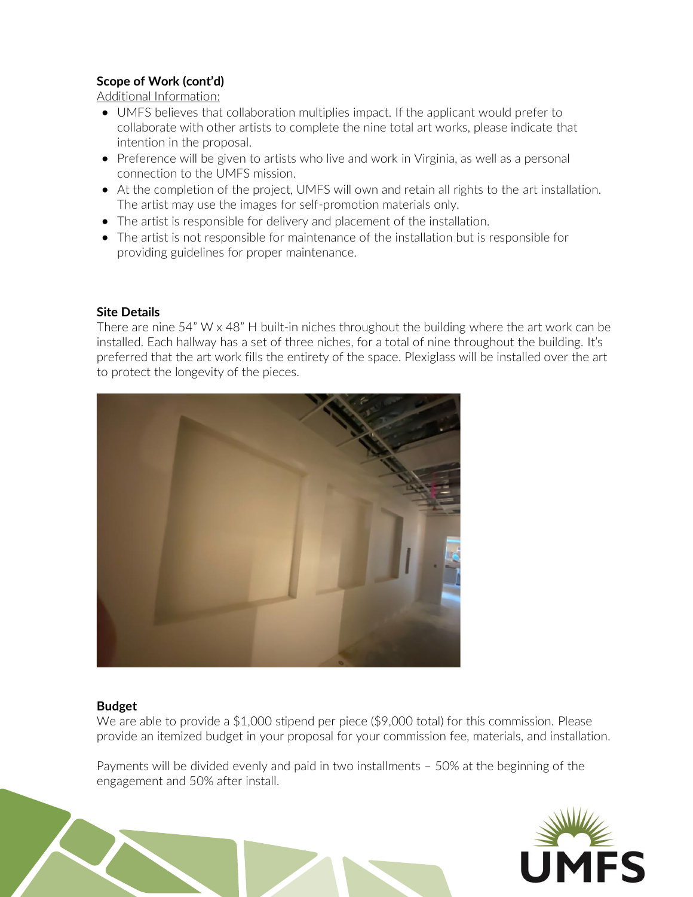**Scope of Work (cont'd)**

Additional Information:

- UMFS believes that collaboration multiplies impact. If the applicant would prefer to collaborate with other artists to complete the nine total art works, please indicate that intention in the proposal.
- Preference will be given to artists who live and work in Virginia, as well as a personal connection to the UMFS mission.
- At the completion of the project, UMFS will own and retain all rights to the art installation. The artist may use the images for self-promotion materials only.
- The artist is responsible for delivery and placement of the installation.
- The artist is not responsible for maintenance of the installation but is responsible for providing guidelines for proper maintenance.

**Site Details**

There are nine 54" W x 48" H built-in niches throughout the building where the art work can be installed. Each hallway has a set of three niches, for a total of nine throughout the building. It's preferred that the art work fills the entirety of the space. Plexiglass will be installed over the art to protect the longevity of the pieces.

**Budget**

We are able to provide a $1,000 stipend per piece ($9,000 total) for this commission. Please provide an itemized budget in your proposal for your commission fee, materials, and installation.

Payments will be divided evenly and paid in two installments – 50% at the beginning of the engagement and 50% after install.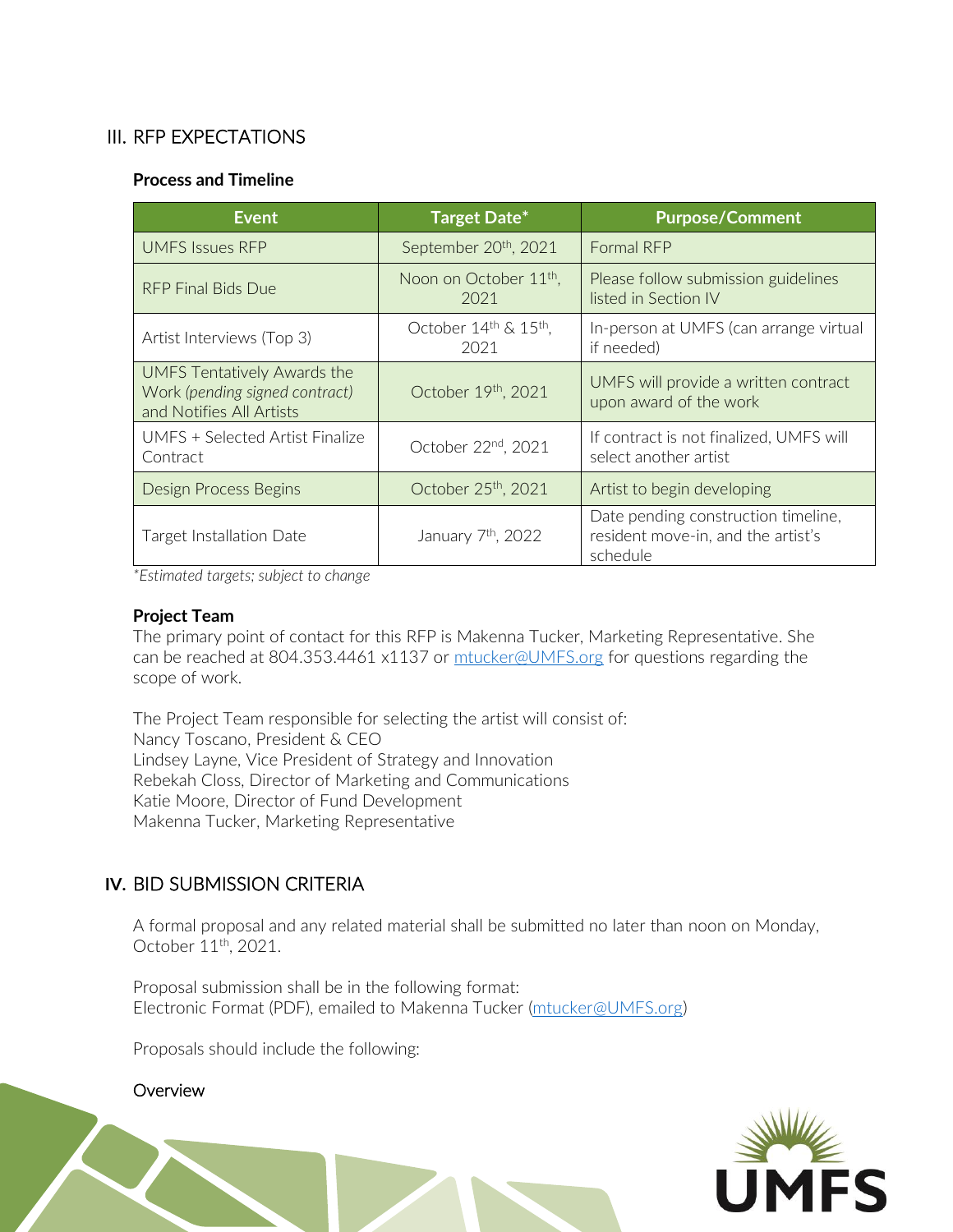## III. RFP EXPECTATIONS

**Process and Timeline**

| Event | Target Date* | Purpose/Comment |
|---|---|---|
| UMFS Issues RFP | September 20th, 2021 | Formal RFP |
| RFP Final Bids Due | Noon on October 11th, 2021 | Please follow submission guidelines listed in Section IV |
| Artist Interviews (Top 3) | October 14th & 15th, 2021 | In-person at UMFS (can arrange virtual if needed) |
| UMFS Tentatively Awards the Work *(pending signed contract)* and Notifies All Artists | October 19th, 2021 | UMFS will provide a written contract upon award of the work |
| UMFS + Selected Artist Finalize Contract | October 22nd, 2021 | If contract is not finalized, UMFS will select another artist |
| Design Process Begins | October 25th, 2021 | Artist to begin developing |
| Target Installation Date | January 7th, 2022 | Date pending construction timeline, resident move-in, and the artist's schedule |

*\*Estimated targets; subject to change*

**Project Team**

The primary point of contact for this RFP is Makenna Tucker, Marketing Representative. She can be reached at 804.353.4461 x1137 or mtucker@UMFS.org for questions regarding the scope of work.

The Project Team responsible for selecting the artist will consist of:
Nancy Toscano, President & CEO
Lindsey Layne, Vice President of Strategy and Innovation
Rebekah Closs, Director of Marketing and Communications
Katie Moore, Director of Fund Development
Makenna Tucker, Marketing Representative

## IV. BID SUBMISSION CRITERIA

A formal proposal and any related material shall be submitted no later than noon on Monday, October 11th, 2021.

Proposal submission shall be in the following format:
Electronic Format (PDF), emailed to Makenna Tucker (mtucker@UMFS.org)

Proposals should include the following:

Overview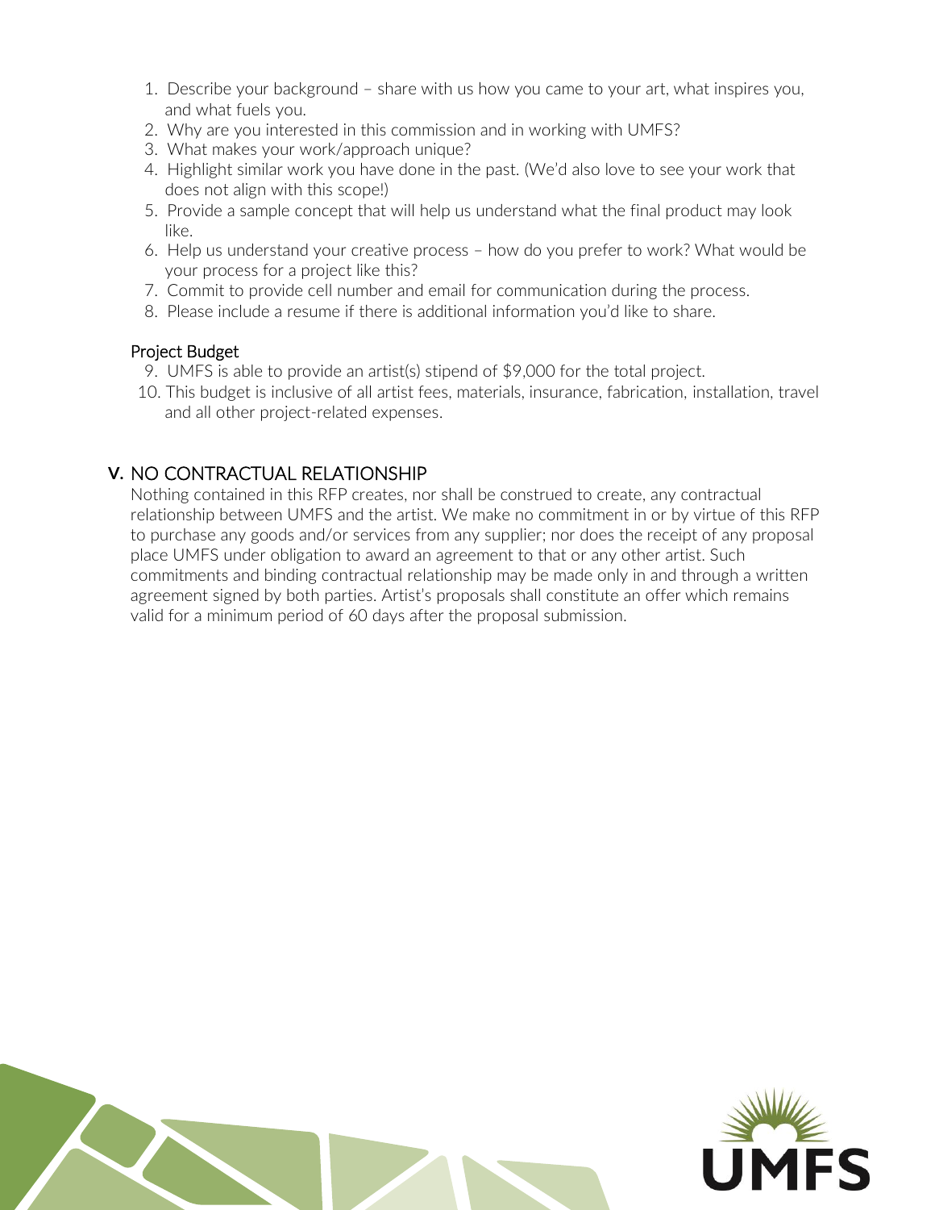1. Describe your background – share with us how you came to your art, what inspires you, and what fuels you.
2. Why are you interested in this commission and in working with UMFS?
3. What makes your work/approach unique?
4. Highlight similar work you have done in the past. (We'd also love to see your work that does not align with this scope!)
5. Provide a sample concept that will help us understand what the final product may look like.
6. Help us understand your creative process – how do you prefer to work? What would be your process for a project like this?
7. Commit to provide cell number and email for communication during the process.
8. Please include a resume if there is additional information you'd like to share.

### Project Budget

9. UMFS is able to provide an artist(s) stipend of $9,000 for the total project.
10. This budget is inclusive of all artist fees, materials, insurance, fabrication, installation, travel and all other project-related expenses.

## V. NO CONTRACTUAL RELATIONSHIP

Nothing contained in this RFP creates, nor shall be construed to create, any contractual relationship between UMFS and the artist. We make no commitment in or by virtue of this RFP to purchase any goods and/or services from any supplier; nor does the receipt of any proposal place UMFS under obligation to award an agreement to that or any other artist. Such commitments and binding contractual relationship may be made only in and through a written agreement signed by both parties. Artist's proposals shall constitute an offer which remains valid for a minimum period of 60 days after the proposal submission.